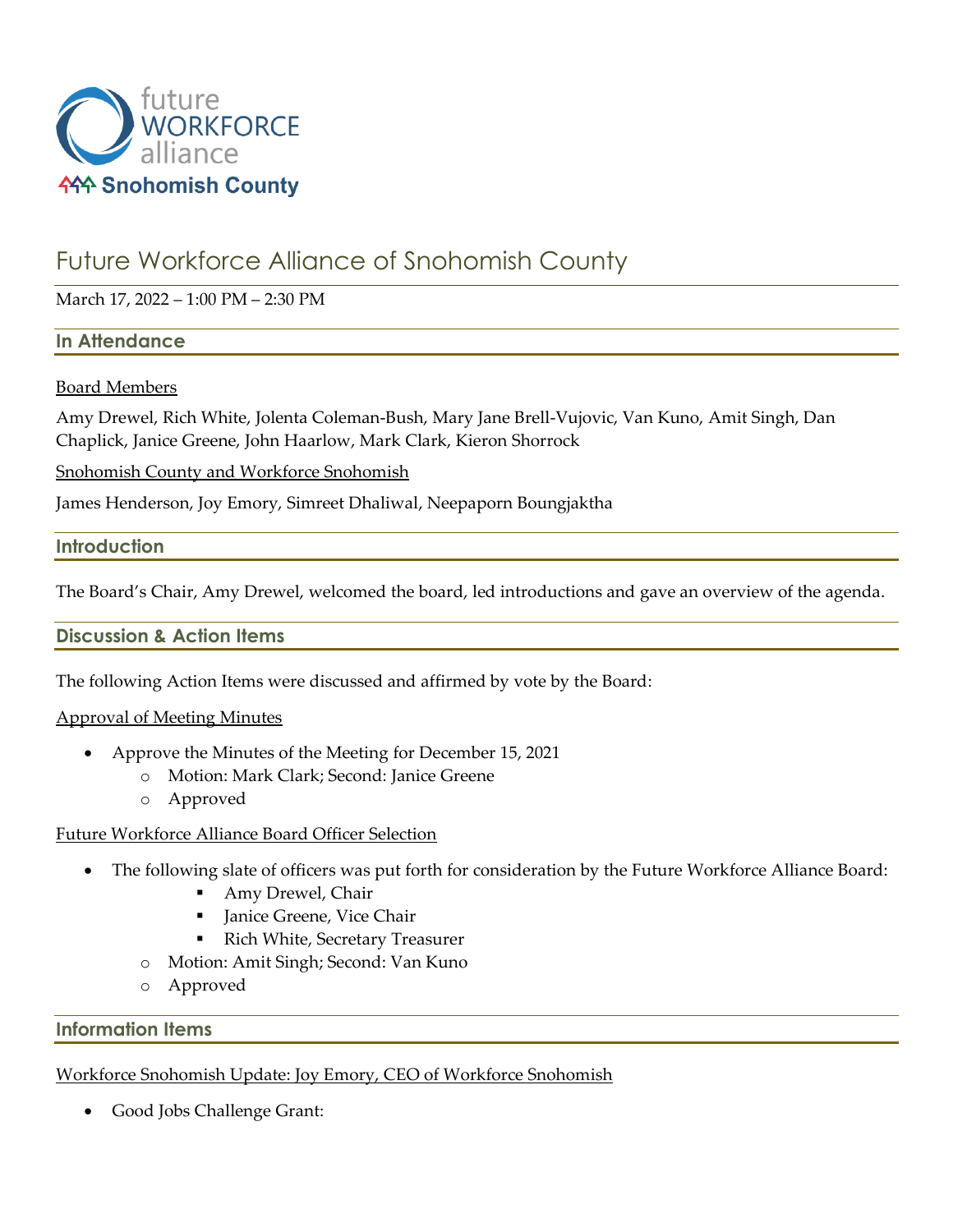future WORKFORCE alliance

Snohomish County

# Future Workforce Alliance of Snohomish County

March 17, 2022 – 1:00 PM – 2:30 PM

## In Attendance

Board Members

Amy Drewel, Rich White, Jolenta Coleman-Bush, Mary Jane Brell-Vujovic, Van Kuno, Amit Singh, Dan Chaplick, Janice Greene, John Haarlow, Mark Clark, Kieron Shorrock

Snohomish County and Workforce Snohomish

James Henderson, Joy Emory, Simreet Dhaliwal, Neepaporn Boungjaktha

## Introduction

The Board's Chair, Amy Drewel, welcomed the board, led introductions and gave an overview of the agenda.

## Discussion & Action Items

The following Action Items were discussed and affirmed by vote by the Board:

Approval of Meeting Minutes

- Approve the Minutes of the Meeting for December 15, 2021
  - Motion: Mark Clark; Second: Janice Greene
  - Approved

Future Workforce Alliance Board Officer Selection

- The following slate of officers was put forth for consideration by the Future Workforce Alliance Board:
  - Amy Drewel, Chair
  - Janice Greene, Vice Chair
  - Rich White, Secretary Treasurer
  - Motion: Amit Singh; Second: Van Kuno
  - Approved

## Information Items

Workforce Snohomish Update: Joy Emory, CEO of Workforce Snohomish

- Good Jobs Challenge Grant: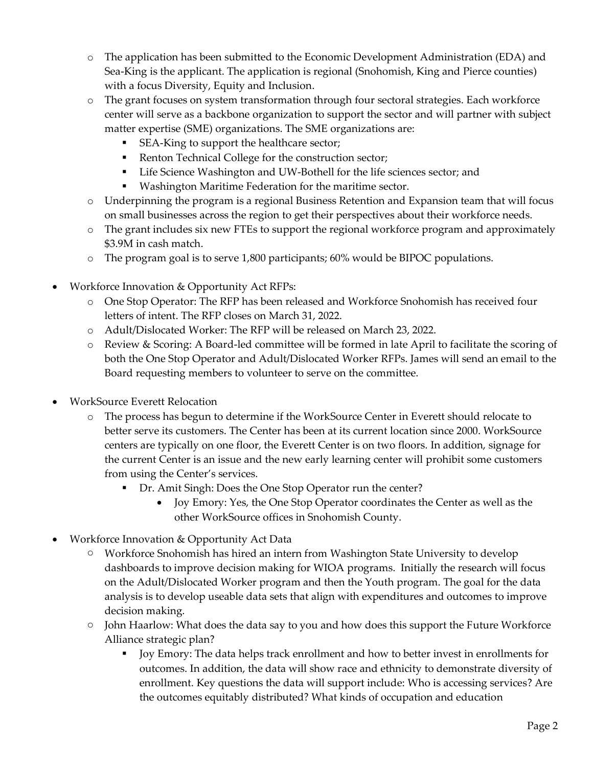- The application has been submitted to the Economic Development Administration (EDA) and Sea-King is the applicant. The application is regional (Snohomish, King and Pierce counties) with a focus Diversity, Equity and Inclusion.
  - The grant focuses on system transformation through four sectoral strategies. Each workforce center will serve as a backbone organization to support the sector and will partner with subject matter expertise (SME) organizations. The SME organizations are:
    - SEA-King to support the healthcare sector;
    - Renton Technical College for the construction sector;
    - Life Science Washington and UW-Bothell for the life sciences sector; and
    - Washington Maritime Federation for the maritime sector.
  - Underpinning the program is a regional Business Retention and Expansion team that will focus on small businesses across the region to get their perspectives about their workforce needs.
  - The grant includes six new FTEs to support the regional workforce program and approximately $3.9M in cash match.
  - The program goal is to serve 1,800 participants; 60% would be BIPOC populations.

- Workforce Innovation & Opportunity Act RFPs:
  - One Stop Operator: The RFP has been released and Workforce Snohomish has received four letters of intent. The RFP closes on March 31, 2022.
  - Adult/Dislocated Worker: The RFP will be released on March 23, 2022.
  - Review & Scoring: A Board-led committee will be formed in late April to facilitate the scoring of both the One Stop Operator and Adult/Dislocated Worker RFPs. James will send an email to the Board requesting members to volunteer to serve on the committee.

- WorkSource Everett Relocation
  - The process has begun to determine if the WorkSource Center in Everett should relocate to better serve its customers. The Center has been at its current location since 2000. WorkSource centers are typically on one floor, the Everett Center is on two floors. In addition, signage for the current Center is an issue and the new early learning center will prohibit some customers from using the Center's services.
    - Dr. Amit Singh: Does the One Stop Operator run the center?
      - Joy Emory: Yes, the One Stop Operator coordinates the Center as well as the other WorkSource offices in Snohomish County.

- Workforce Innovation & Opportunity Act Data
  - Workforce Snohomish has hired an intern from Washington State University to develop dashboards to improve decision making for WIOA programs. Initially the research will focus on the Adult/Dislocated Worker program and then the Youth program. The goal for the data analysis is to develop useable data sets that align with expenditures and outcomes to improve decision making.
  - John Haarlow: What does the data say to you and how does this support the Future Workforce Alliance strategic plan?
    - Joy Emory: The data helps track enrollment and how to better invest in enrollments for outcomes. In addition, the data will show race and ethnicity to demonstrate diversity of enrollment. Key questions the data will support include: Who is accessing services? Are the outcomes equitably distributed? What kinds of occupation and education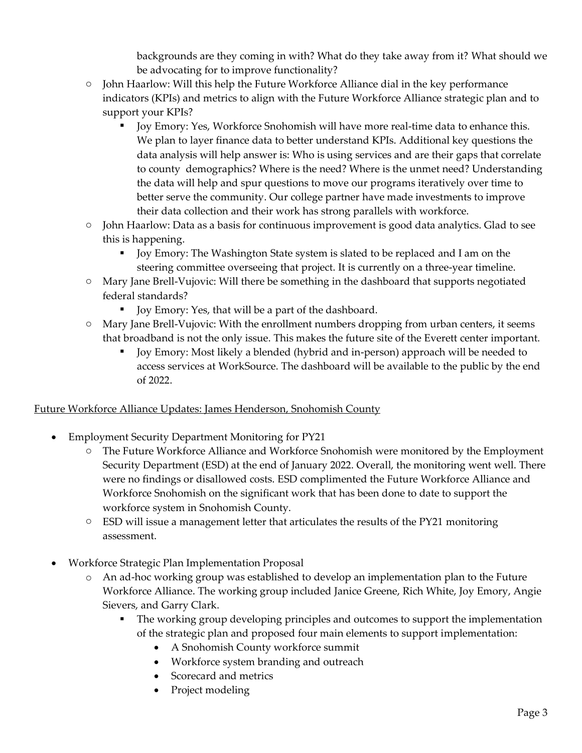backgrounds are they coming in with? What do they take away from it? What should we be advocating for to improve functionality?

- John Haarlow: Will this help the Future Workforce Alliance dial in the key performance indicators (KPIs) and metrics to align with the Future Workforce Alliance strategic plan and to support your KPIs?
  - Joy Emory: Yes, Workforce Snohomish will have more real-time data to enhance this. We plan to layer finance data to better understand KPIs. Additional key questions the data analysis will help answer is: Who is using services and are their gaps that correlate to county demographics? Where is the need? Where is the unmet need? Understanding the data will help and spur questions to move our programs iteratively over time to better serve the community. Our college partner have made investments to improve their data collection and their work has strong parallels with workforce.
- John Haarlow: Data as a basis for continuous improvement is good data analytics. Glad to see this is happening.
  - Joy Emory: The Washington State system is slated to be replaced and I am on the steering committee overseeing that project. It is currently on a three-year timeline.
- Mary Jane Brell-Vujovic: Will there be something in the dashboard that supports negotiated federal standards?
  - Joy Emory: Yes, that will be a part of the dashboard.
- Mary Jane Brell-Vujovic: With the enrollment numbers dropping from urban centers, it seems that broadband is not the only issue. This makes the future site of the Everett center important.
  - Joy Emory: Most likely a blended (hybrid and in-person) approach will be needed to access services at WorkSource. The dashboard will be available to the public by the end of 2022.

Future Workforce Alliance Updates: James Henderson, Snohomish County

- Employment Security Department Monitoring for PY21
  - The Future Workforce Alliance and Workforce Snohomish were monitored by the Employment Security Department (ESD) at the end of January 2022. Overall, the monitoring went well. There were no findings or disallowed costs. ESD complimented the Future Workforce Alliance and Workforce Snohomish on the significant work that has been done to date to support the workforce system in Snohomish County.
  - ESD will issue a management letter that articulates the results of the PY21 monitoring assessment.

- Workforce Strategic Plan Implementation Proposal
  - An ad-hoc working group was established to develop an implementation plan to the Future Workforce Alliance. The working group included Janice Greene, Rich White, Joy Emory, Angie Sievers, and Garry Clark.
    - The working group developing principles and outcomes to support the implementation of the strategic plan and proposed four main elements to support implementation:
      - A Snohomish County workforce summit
      - Workforce system branding and outreach
      - Scorecard and metrics
      - Project modeling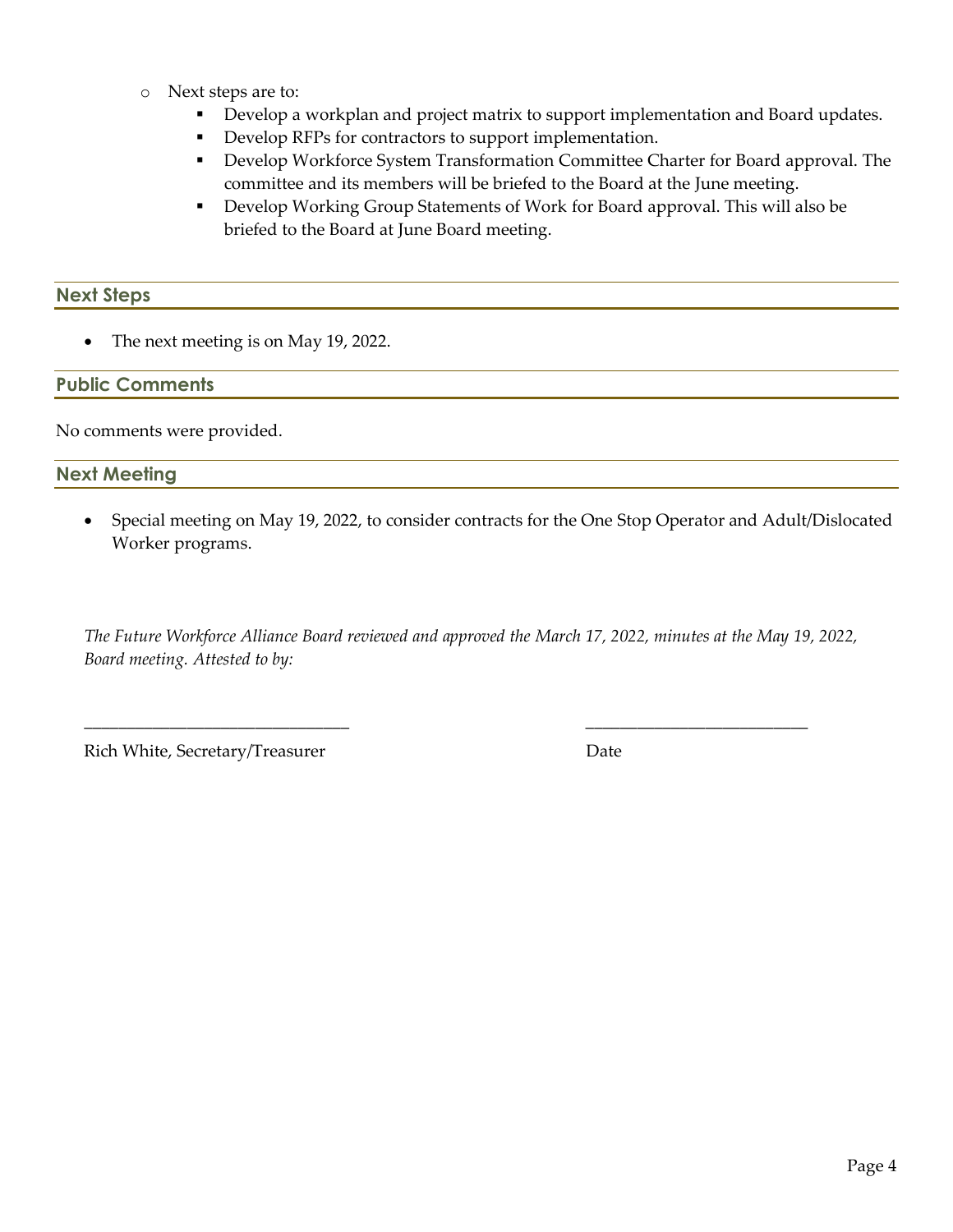- Next steps are to:
  - Develop a workplan and project matrix to support implementation and Board updates.
  - Develop RFPs for contractors to support implementation.
  - Develop Workforce System Transformation Committee Charter for Board approval. The committee and its members will be briefed to the Board at the June meeting.
  - Develop Working Group Statements of Work for Board approval. This will also be briefed to the Board at June Board meeting.

## Next Steps

- The next meeting is on May 19, 2022.

## Public Comments

No comments were provided.

## Next Meeting

- Special meeting on May 19, 2022, to consider contracts for the One Stop Operator and Adult/Dislocated Worker programs.

*The Future Workforce Alliance Board reviewed and approved the March 17, 2022, minutes at the May 19, 2022, Board meeting. Attested to by:*

\_\_\_\_\_\_\_\_\_\_\_\_\_\_\_\_\_\_\_\_\_\_\_\_\_\_\_\_\_\_ \_\_\_\_\_\_\_\_\_\_\_\_\_\_\_\_\_\_\_\_\_\_\_\_\_\_

Rich White, Secretary/Treasurer Date